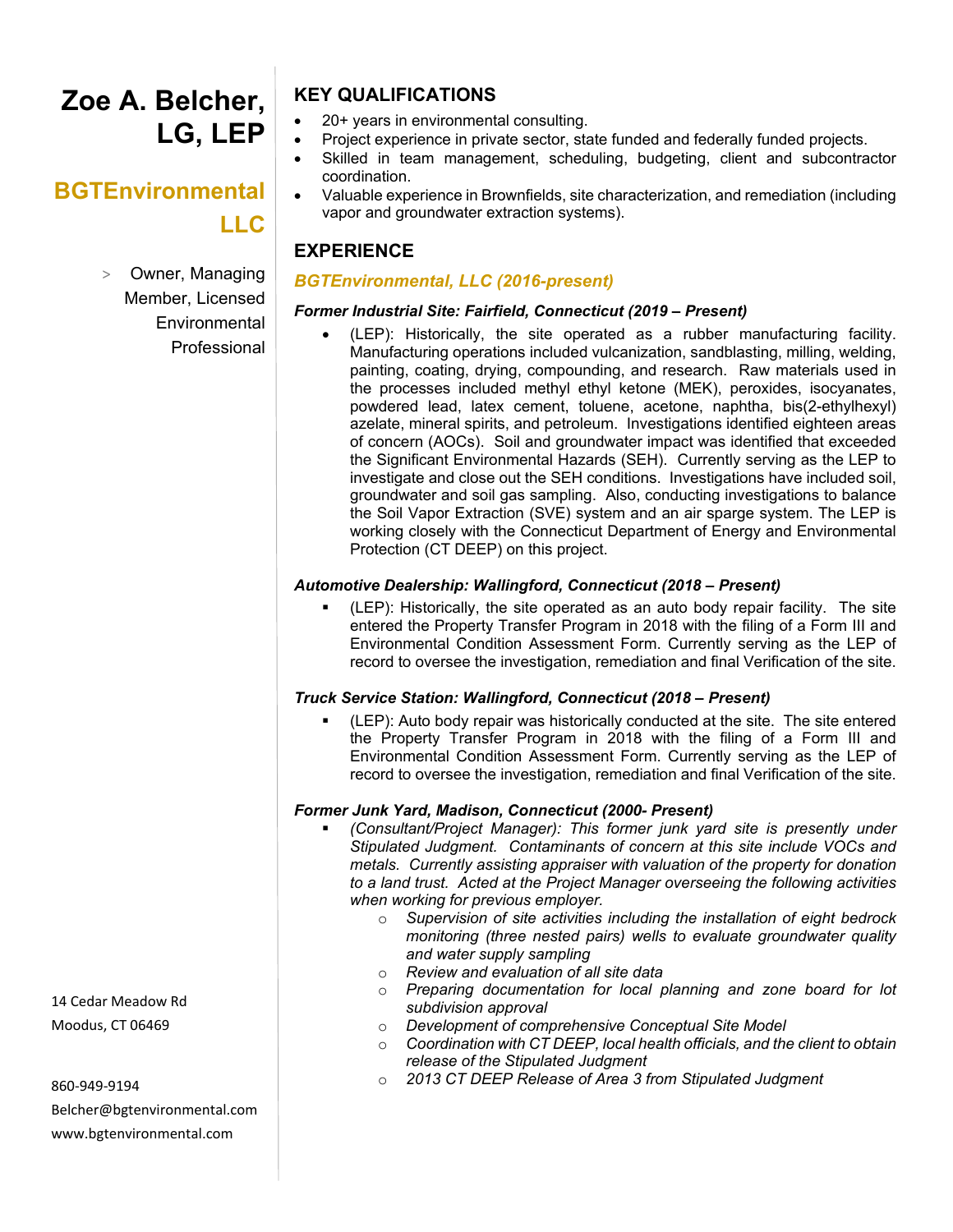# Zoe A. Belcher, LG, LEP

## BGTEnvironmental LLC

> Owner, Managing Member, Licensed Environmental Professional

14 Cedar Meadow Rd
Moodus, CT 06469

860-949-9194
Belcher@bgtenvironmental.com
www.bgtenvironmental.com

## KEY QUALIFICATIONS

- 20+ years in environmental consulting.
- Project experience in private sector, state funded and federally funded projects.
- Skilled in team management, scheduling, budgeting, client and subcontractor coordination.
- Valuable experience in Brownfields, site characterization, and remediation (including vapor and groundwater extraction systems).

## EXPERIENCE

### *BGTEnvironmental, LLC (2016-present)*

***Former Industrial Site: Fairfield, Connecticut (2019 – Present)***

- (LEP): Historically, the site operated as a rubber manufacturing facility. Manufacturing operations included vulcanization, sandblasting, milling, welding, painting, coating, drying, compounding, and research. Raw materials used in the processes included methyl ethyl ketone (MEK), peroxides, isocyanates, powdered lead, latex cement, toluene, acetone, naphtha, bis(2-ethylhexyl) azelate, mineral spirits, and petroleum. Investigations identified eighteen areas of concern (AOCs). Soil and groundwater impact was identified that exceeded the Significant Environmental Hazards (SEH). Currently serving as the LEP to investigate and close out the SEH conditions. Investigations have included soil, groundwater and soil gas sampling. Also, conducting investigations to balance the Soil Vapor Extraction (SVE) system and an air sparge system. The LEP is working closely with the Connecticut Department of Energy and Environmental Protection (CT DEEP) on this project.

***Automotive Dealership: Wallingford, Connecticut (2018 – Present)***

- (LEP): Historically, the site operated as an auto body repair facility. The site entered the Property Transfer Program in 2018 with the filing of a Form III and Environmental Condition Assessment Form. Currently serving as the LEP of record to oversee the investigation, remediation and final Verification of the site.

***Truck Service Station: Wallingford, Connecticut (2018 – Present)***

- (LEP): Auto body repair was historically conducted at the site. The site entered the Property Transfer Program in 2018 with the filing of a Form III and Environmental Condition Assessment Form. Currently serving as the LEP of record to oversee the investigation, remediation and final Verification of the site.

***Former Junk Yard, Madison, Connecticut (2000- Present)***

- *(Consultant/Project Manager): This former junk yard site is presently under Stipulated Judgment. Contaminants of concern at this site include VOCs and metals. Currently assisting appraiser with valuation of the property for donation to a land trust. Acted at the Project Manager overseeing the following activities when working for previous employer.*
  - *Supervision of site activities including the installation of eight bedrock monitoring (three nested pairs) wells to evaluate groundwater quality and water supply sampling*
  - *Review and evaluation of all site data*
  - *Preparing documentation for local planning and zone board for lot subdivision approval*
  - *Development of comprehensive Conceptual Site Model*
  - *Coordination with CT DEEP, local health officials, and the client to obtain release of the Stipulated Judgment*
  - *2013 CT DEEP Release of Area 3 from Stipulated Judgment*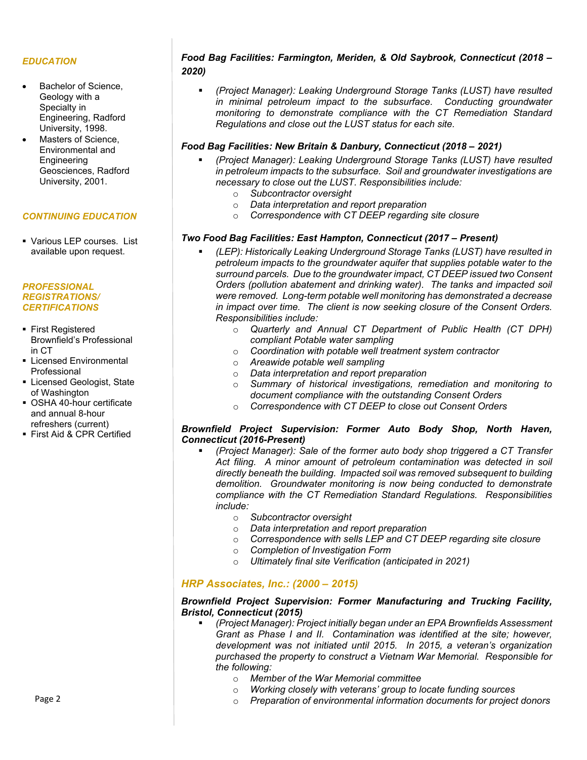## *EDUCATION*

- Bachelor of Science, Geology with a Specialty in Engineering, Radford University, 1998.
- Masters of Science, Environmental and Engineering Geosciences, Radford University, 2001.

## *CONTINUING EDUCATION*

- Various LEP courses. List available upon request.

## *PROFESSIONAL REGISTRATIONS/ CERTIFICATIONS*

- First Registered Brownfield's Professional in CT
- Licensed Environmental Professional
- Licensed Geologist, State of Washington
- OSHA 40-hour certificate and annual 8-hour refreshers (current)
- First Aid & CPR Certified

***Food Bag Facilities: Farmington, Meriden, & Old Saybrook, Connecticut (2018 – 2020)***

- *(Project Manager): Leaking Underground Storage Tanks (LUST) have resulted in minimal petroleum impact to the subsurface. Conducting groundwater monitoring to demonstrate compliance with the CT Remediation Standard Regulations and close out the LUST status for each site.*

***Food Bag Facilities: New Britain & Danbury, Connecticut (2018 – 2021)***

- *(Project Manager): Leaking Underground Storage Tanks (LUST) have resulted in petroleum impacts to the subsurface. Soil and groundwater investigations are necessary to close out the LUST. Responsibilities include:*
  - *Subcontractor oversight*
  - *Data interpretation and report preparation*
  - *Correspondence with CT DEEP regarding site closure*

***Two Food Bag Facilities: East Hampton, Connecticut (2017 – Present)***

- *(LEP): Historically Leaking Underground Storage Tanks (LUST) have resulted in petroleum impacts to the groundwater aquifer that supplies potable water to the surround parcels. Due to the groundwater impact, CT DEEP issued two Consent Orders (pollution abatement and drinking water). The tanks and impacted soil were removed. Long-term potable well monitoring has demonstrated a decrease in impact over time. The client is now seeking closure of the Consent Orders. Responsibilities include:*
  - *Quarterly and Annual CT Department of Public Health (CT DPH) compliant Potable water sampling*
  - *Coordination with potable well treatment system contractor*
  - *Areawide potable well sampling*
  - *Data interpretation and report preparation*
  - *Summary of historical investigations, remediation and monitoring to document compliance with the outstanding Consent Orders*
  - *Correspondence with CT DEEP to close out Consent Orders*

***Brownfield Project Supervision: Former Auto Body Shop, North Haven, Connecticut (2016-Present)***

- *(Project Manager): Sale of the former auto body shop triggered a CT Transfer Act filing. A minor amount of petroleum contamination was detected in soil directly beneath the building. Impacted soil was removed subsequent to building demolition. Groundwater monitoring is now being conducted to demonstrate compliance with the CT Remediation Standard Regulations. Responsibilities include:*
  - *Subcontractor oversight*
  - *Data interpretation and report preparation*
  - *Correspondence with sells LEP and CT DEEP regarding site closure*
  - *Completion of Investigation Form*
  - *Ultimately final site Verification (anticipated in 2021)*

## *HRP Associates, Inc.: (2000 – 2015)*

***Brownfield Project Supervision: Former Manufacturing and Trucking Facility, Bristol, Connecticut (2015)***

- *(Project Manager): Project initially began under an EPA Brownfields Assessment Grant as Phase I and II. Contamination was identified at the site; however, development was not initiated until 2015. In 2015, a veteran's organization purchased the property to construct a Vietnam War Memorial. Responsible for the following:*
  - *Member of the War Memorial committee*
  - *Working closely with veterans' group to locate funding sources*
  - *Preparation of environmental information documents for project donors*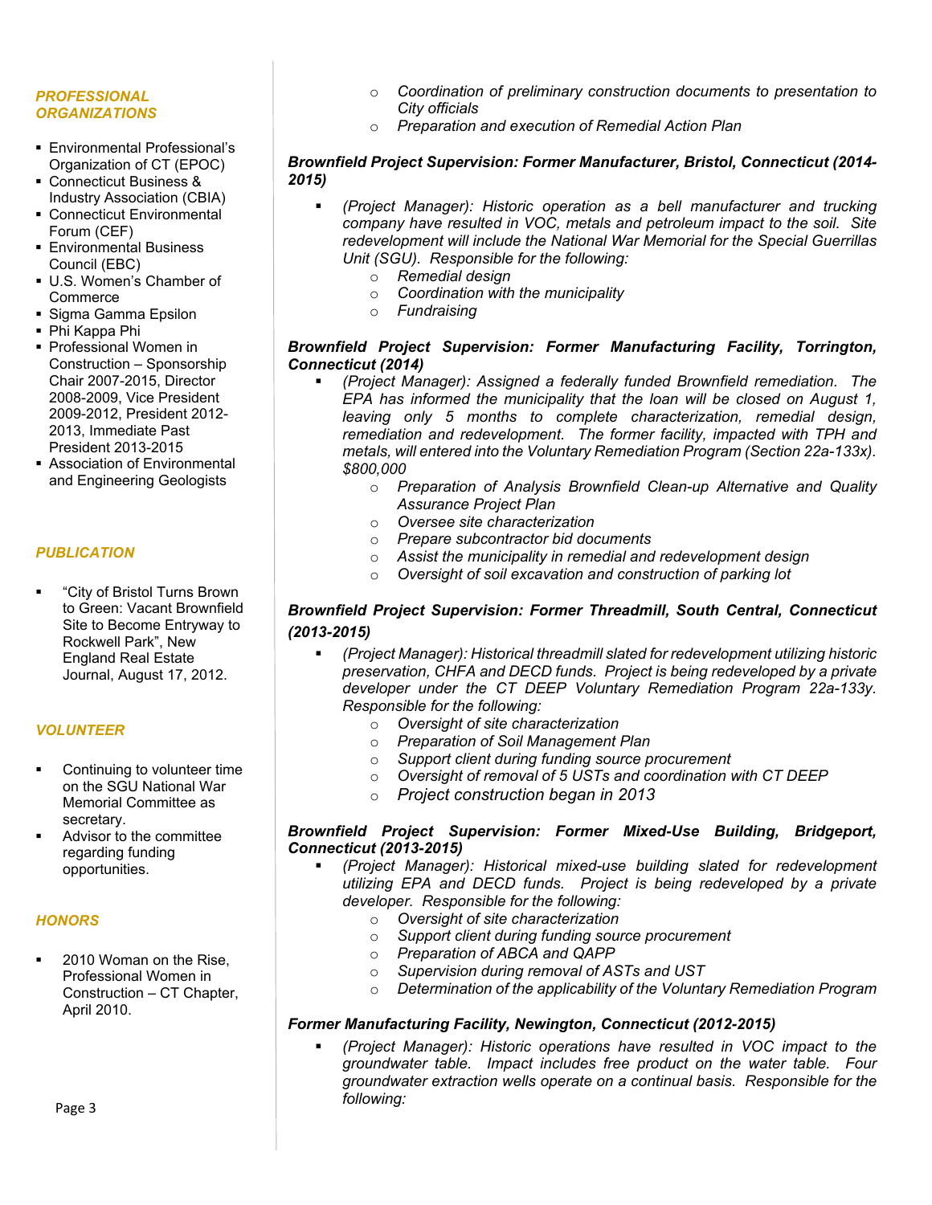### *PROFESSIONAL ORGANIZATIONS*

- Environmental Professional's Organization of CT (EPOC)
- Connecticut Business & Industry Association (CBIA)
- Connecticut Environmental Forum (CEF)
- Environmental Business Council (EBC)
- U.S. Women's Chamber of Commerce
- Sigma Gamma Epsilon
- Phi Kappa Phi
- Professional Women in Construction – Sponsorship Chair 2007-2015, Director 2008-2009, Vice President 2009-2012, President 2012-2013, Immediate Past President 2013-2015
- Association of Environmental and Engineering Geologists

### *PUBLICATION*

- "City of Bristol Turns Brown to Green: Vacant Brownfield Site to Become Entryway to Rockwell Park", New England Real Estate Journal, August 17, 2012.

### *VOLUNTEER*

- Continuing to volunteer time on the SGU National War Memorial Committee as secretary.
- Advisor to the committee regarding funding opportunities.

### *HONORS*

- 2010 Woman on the Rise, Professional Women in Construction – CT Chapter, April 2010.

---

- *Coordination of preliminary construction documents to presentation to City officials*
- *Preparation and execution of Remedial Action Plan*

**_Brownfield Project Supervision: Former Manufacturer, Bristol, Connecticut (2014-2015)_**

- *(Project Manager): Historic operation as a bell manufacturer and trucking company have resulted in VOC, metals and petroleum impact to the soil. Site redevelopment will include the National War Memorial for the Special Guerrillas Unit (SGU). Responsible for the following:*
  - *Remedial design*
  - *Coordination with the municipality*
  - *Fundraising*

**_Brownfield Project Supervision: Former Manufacturing Facility, Torrington, Connecticut (2014)_**

- *(Project Manager): Assigned a federally funded Brownfield remediation. The EPA has informed the municipality that the loan will be closed on August 1, leaving only 5 months to complete characterization, remedial design, remediation and redevelopment. The former facility, impacted with TPH and metals, will entered into the Voluntary Remediation Program (Section 22a-133x). $800,000*
  - *Preparation of Analysis Brownfield Clean-up Alternative and Quality Assurance Project Plan*
  - *Oversee site characterization*
  - *Prepare subcontractor bid documents*
  - *Assist the municipality in remedial and redevelopment design*
  - *Oversight of soil excavation and construction of parking lot*

**_Brownfield Project Supervision: Former Threadmill, South Central, Connecticut (2013-2015)_**

- *(Project Manager): Historical threadmill slated for redevelopment utilizing historic preservation, CHFA and DECD funds. Project is being redeveloped by a private developer under the CT DEEP Voluntary Remediation Program 22a-133y. Responsible for the following:*
  - *Oversight of site characterization*
  - *Preparation of Soil Management Plan*
  - *Support client during funding source procurement*
  - *Oversight of removal of 5 USTs and coordination with CT DEEP*
  - *Project construction began in 2013*

**_Brownfield Project Supervision: Former Mixed-Use Building, Bridgeport, Connecticut (2013-2015)_**

- *(Project Manager): Historical mixed-use building slated for redevelopment utilizing EPA and DECD funds. Project is being redeveloped by a private developer. Responsible for the following:*
  - *Oversight of site characterization*
  - *Support client during funding source procurement*
  - *Preparation of ABCA and QAPP*
  - *Supervision during removal of ASTs and UST*
  - *Determination of the applicability of the Voluntary Remediation Program*

**_Former Manufacturing Facility, Newington, Connecticut (2012-2015)_**

- *(Project Manager): Historic operations have resulted in VOC impact to the groundwater table. Impact includes free product on the water table. Four groundwater extraction wells operate on a continual basis. Responsible for the following:*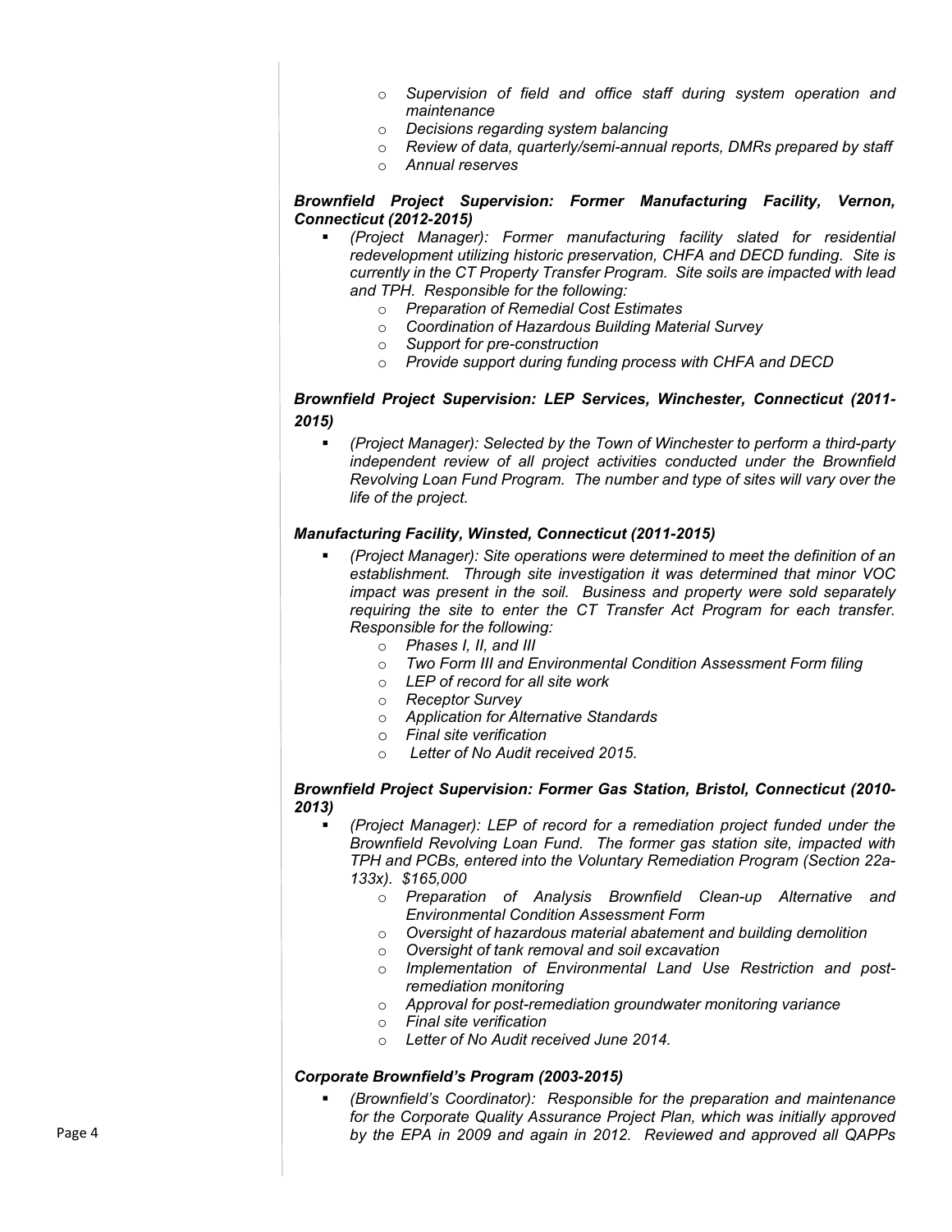- *Supervision of field and office staff during system operation and maintenance*
- *Decisions regarding system balancing*
- *Review of data, quarterly/semi-annual reports, DMRs prepared by staff*
- *Annual reserves*

***Brownfield Project Supervision: Former Manufacturing Facility, Vernon, Connecticut (2012-2015)***

- *(Project Manager): Former manufacturing facility slated for residential redevelopment utilizing historic preservation, CHFA and DECD funding. Site is currently in the CT Property Transfer Program. Site soils are impacted with lead and TPH. Responsible for the following:*
  - *Preparation of Remedial Cost Estimates*
  - *Coordination of Hazardous Building Material Survey*
  - *Support for pre-construction*
  - *Provide support during funding process with CHFA and DECD*

***Brownfield Project Supervision: LEP Services, Winchester, Connecticut (2011-2015)***

- *(Project Manager): Selected by the Town of Winchester to perform a third-party independent review of all project activities conducted under the Brownfield Revolving Loan Fund Program. The number and type of sites will vary over the life of the project.*

***Manufacturing Facility, Winsted, Connecticut (2011-2015)***

- *(Project Manager): Site operations were determined to meet the definition of an establishment. Through site investigation it was determined that minor VOC impact was present in the soil. Business and property were sold separately requiring the site to enter the CT Transfer Act Program for each transfer. Responsible for the following:*
  - *Phases I, II, and III*
  - *Two Form III and Environmental Condition Assessment Form filing*
  - *LEP of record for all site work*
  - *Receptor Survey*
  - *Application for Alternative Standards*
  - *Final site verification*
  - *Letter of No Audit received 2015.*

***Brownfield Project Supervision: Former Gas Station, Bristol, Connecticut (2010-2013)***

- *(Project Manager): LEP of record for a remediation project funded under the Brownfield Revolving Loan Fund. The former gas station site, impacted with TPH and PCBs, entered into the Voluntary Remediation Program (Section 22a-133x). $165,000*
  - *Preparation of Analysis Brownfield Clean-up Alternative and Environmental Condition Assessment Form*
  - *Oversight of hazardous material abatement and building demolition*
  - *Oversight of tank removal and soil excavation*
  - *Implementation of Environmental Land Use Restriction and post-remediation monitoring*
  - *Approval for post-remediation groundwater monitoring variance*
  - *Final site verification*
  - *Letter of No Audit received June 2014.*

***Corporate Brownfield's Program (2003-2015)***

- *(Brownfield's Coordinator): Responsible for the preparation and maintenance for the Corporate Quality Assurance Project Plan, which was initially approved by the EPA in 2009 and again in 2012. Reviewed and approved all QAPPs*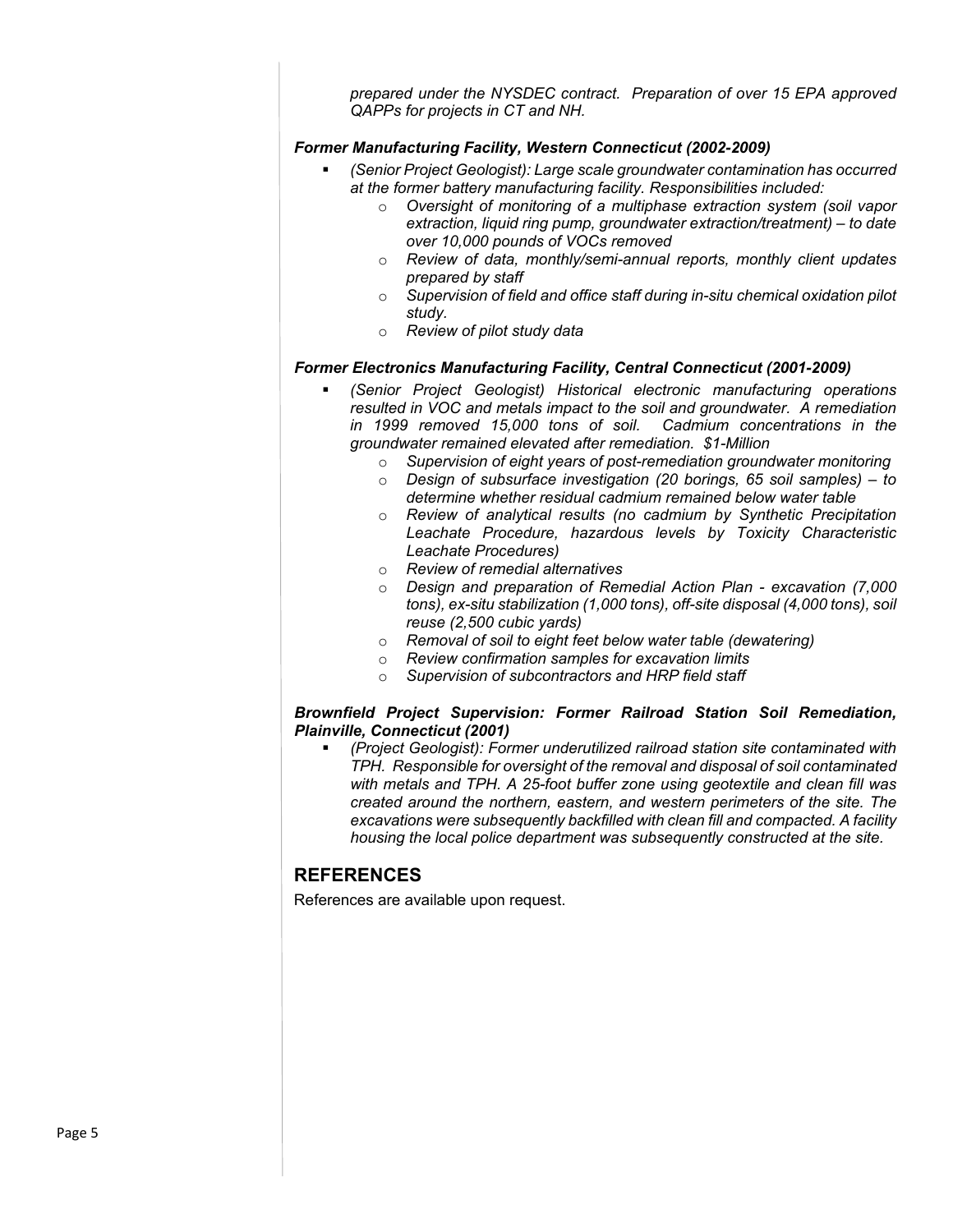*prepared under the NYSDEC contract. Preparation of over 15 EPA approved QAPPs for projects in CT and NH.*

***Former Manufacturing Facility, Western Connecticut (2002-2009)***

- *(Senior Project Geologist): Large scale groundwater contamination has occurred at the former battery manufacturing facility. Responsibilities included:*
  - *Oversight of monitoring of a multiphase extraction system (soil vapor extraction, liquid ring pump, groundwater extraction/treatment) – to date over 10,000 pounds of VOCs removed*
  - *Review of data, monthly/semi-annual reports, monthly client updates prepared by staff*
  - *Supervision of field and office staff during in-situ chemical oxidation pilot study.*
  - *Review of pilot study data*

***Former Electronics Manufacturing Facility, Central Connecticut (2001-2009)***

- *(Senior Project Geologist) Historical electronic manufacturing operations resulted in VOC and metals impact to the soil and groundwater. A remediation in 1999 removed 15,000 tons of soil. Cadmium concentrations in the groundwater remained elevated after remediation. $1-Million*
  - *Supervision of eight years of post-remediation groundwater monitoring*
  - *Design of subsurface investigation (20 borings, 65 soil samples) – to determine whether residual cadmium remained below water table*
  - *Review of analytical results (no cadmium by Synthetic Precipitation Leachate Procedure, hazardous levels by Toxicity Characteristic Leachate Procedures)*
  - *Review of remedial alternatives*
  - *Design and preparation of Remedial Action Plan - excavation (7,000 tons), ex-situ stabilization (1,000 tons), off-site disposal (4,000 tons), soil reuse (2,500 cubic yards)*
  - *Removal of soil to eight feet below water table (dewatering)*
  - *Review confirmation samples for excavation limits*
  - *Supervision of subcontractors and HRP field staff*

***Brownfield Project Supervision: Former Railroad Station Soil Remediation, Plainville, Connecticut (2001)***

- *(Project Geologist): Former underutilized railroad station site contaminated with TPH. Responsible for oversight of the removal and disposal of soil contaminated with metals and TPH. A 25-foot buffer zone using geotextile and clean fill was created around the northern, eastern, and western perimeters of the site. The excavations were subsequently backfilled with clean fill and compacted. A facility housing the local police department was subsequently constructed at the site.*

## REFERENCES

References are available upon request.